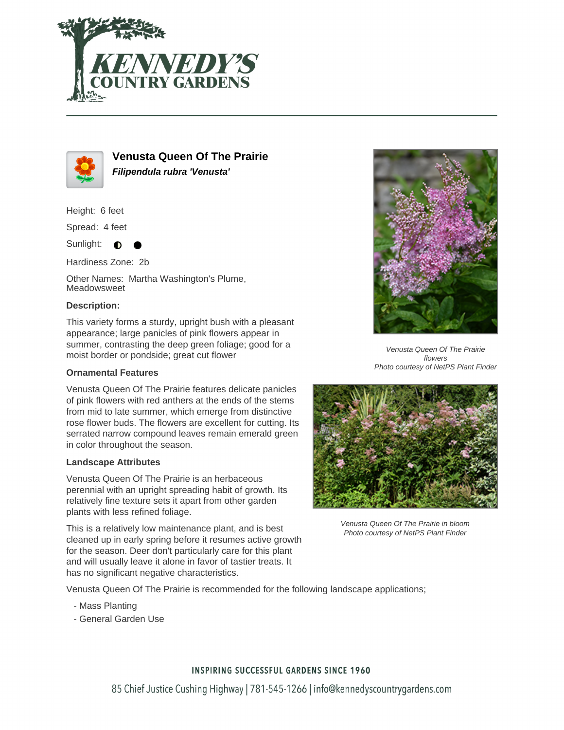# Venusta Queen Of The Prairie

***Filipendula rubra 'Venusta'***

Height: 6 feet

Spread: 4 feet

Sunlight: ◐ ●

Hardiness Zone: 2b

Other Names: Martha Washington's Plume, Meadowsweet

**Description:**

This variety forms a sturdy, upright bush with a pleasant appearance; large panicles of pink flowers appear in summer, contrasting the deep green foliage; good for a moist border or pondside; great cut flower

*Venusta Queen Of The Prairie flowers*
*Photo courtesy of NetPS Plant Finder*

### Ornamental Features

Venusta Queen Of The Prairie features delicate panicles of pink flowers with red anthers at the ends of the stems from mid to late summer, which emerge from distinctive rose flower buds. The flowers are excellent for cutting. Its serrated narrow compound leaves remain emerald green in color throughout the season.

### Landscape Attributes

Venusta Queen Of The Prairie is an herbaceous perennial with an upright spreading habit of growth. Its relatively fine texture sets it apart from other garden plants with less refined foliage.

This is a relatively low maintenance plant, and is best cleaned up in early spring before it resumes active growth for the season. Deer don't particularly care for this plant and will usually leave it alone in favor of tastier treats. It has no significant negative characteristics.

*Venusta Queen Of The Prairie in bloom*
*Photo courtesy of NetPS Plant Finder*

Venusta Queen Of The Prairie is recommended for the following landscape applications;

- Mass Planting
- General Garden Use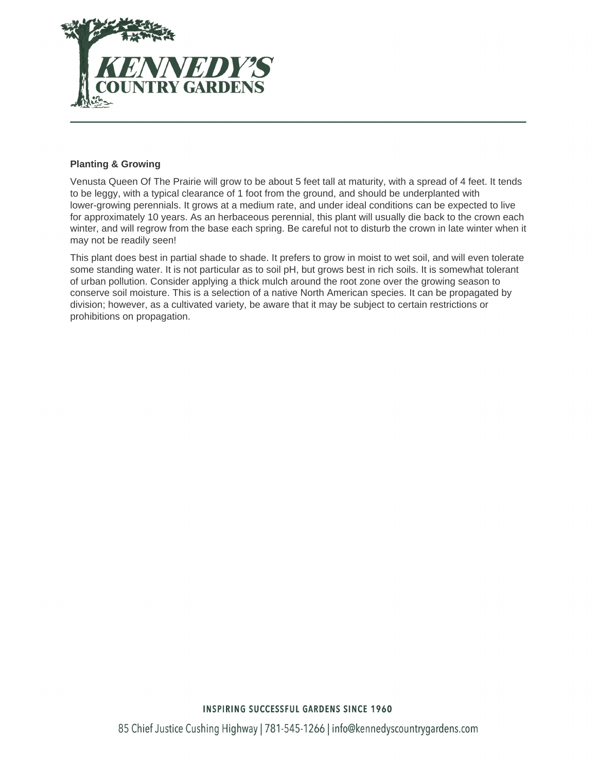**Planting & Growing**

Venusta Queen Of The Prairie will grow to be about 5 feet tall at maturity, with a spread of 4 feet. It tends to be leggy, with a typical clearance of 1 foot from the ground, and should be underplanted with lower-growing perennials. It grows at a medium rate, and under ideal conditions can be expected to live for approximately 10 years. As an herbaceous perennial, this plant will usually die back to the crown each winter, and will regrow from the base each spring. Be careful not to disturb the crown in late winter when it may not be readily seen!

This plant does best in partial shade to shade. It prefers to grow in moist to wet soil, and will even tolerate some standing water. It is not particular as to soil pH, but grows best in rich soils. It is somewhat tolerant of urban pollution. Consider applying a thick mulch around the root zone over the growing season to conserve soil moisture. This is a selection of a native North American species. It can be propagated by division; however, as a cultivated variety, be aware that it may be subject to certain restrictions or prohibitions on propagation.